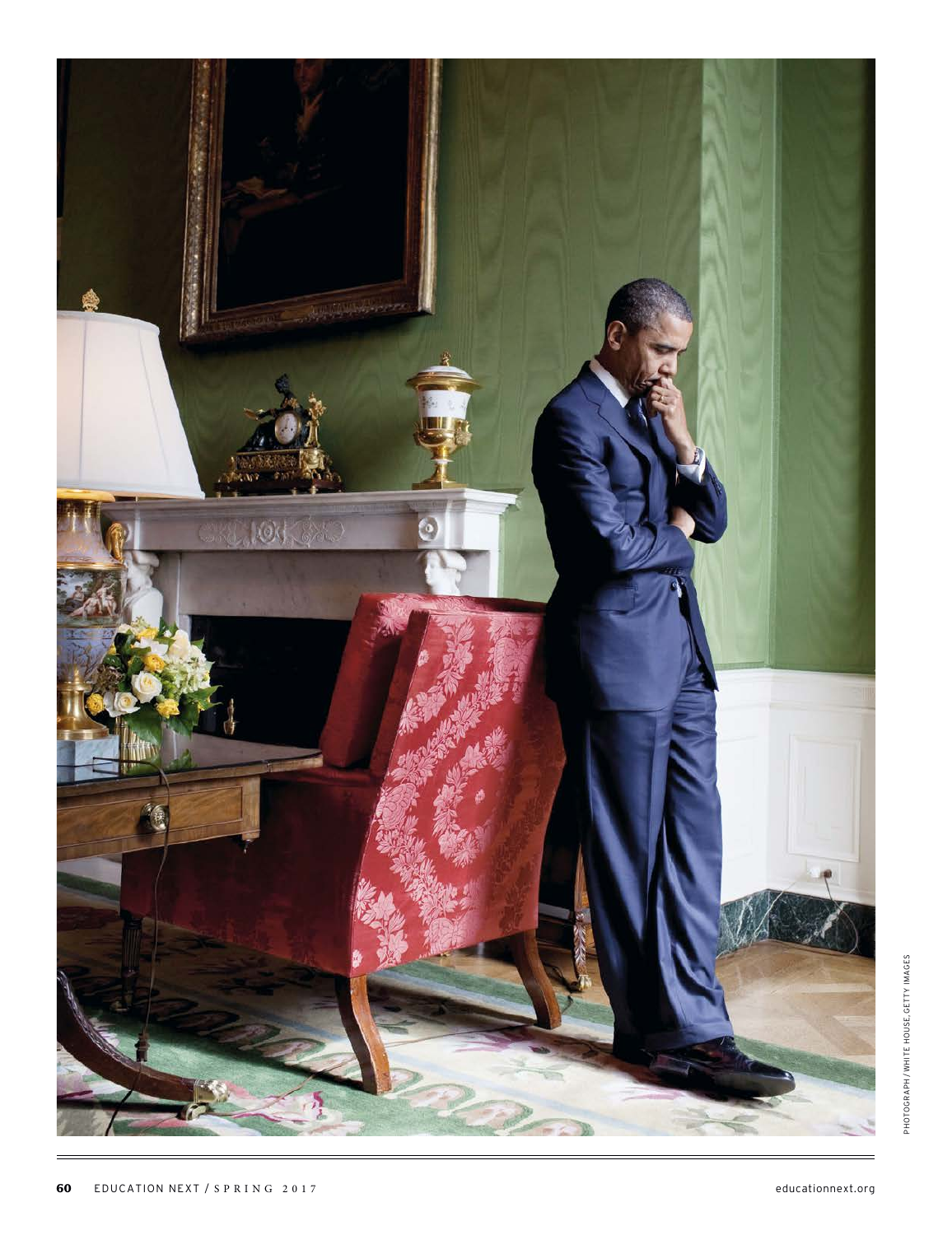PHOTOGRAPH / WHITE HOUSE, GETTY IMAGES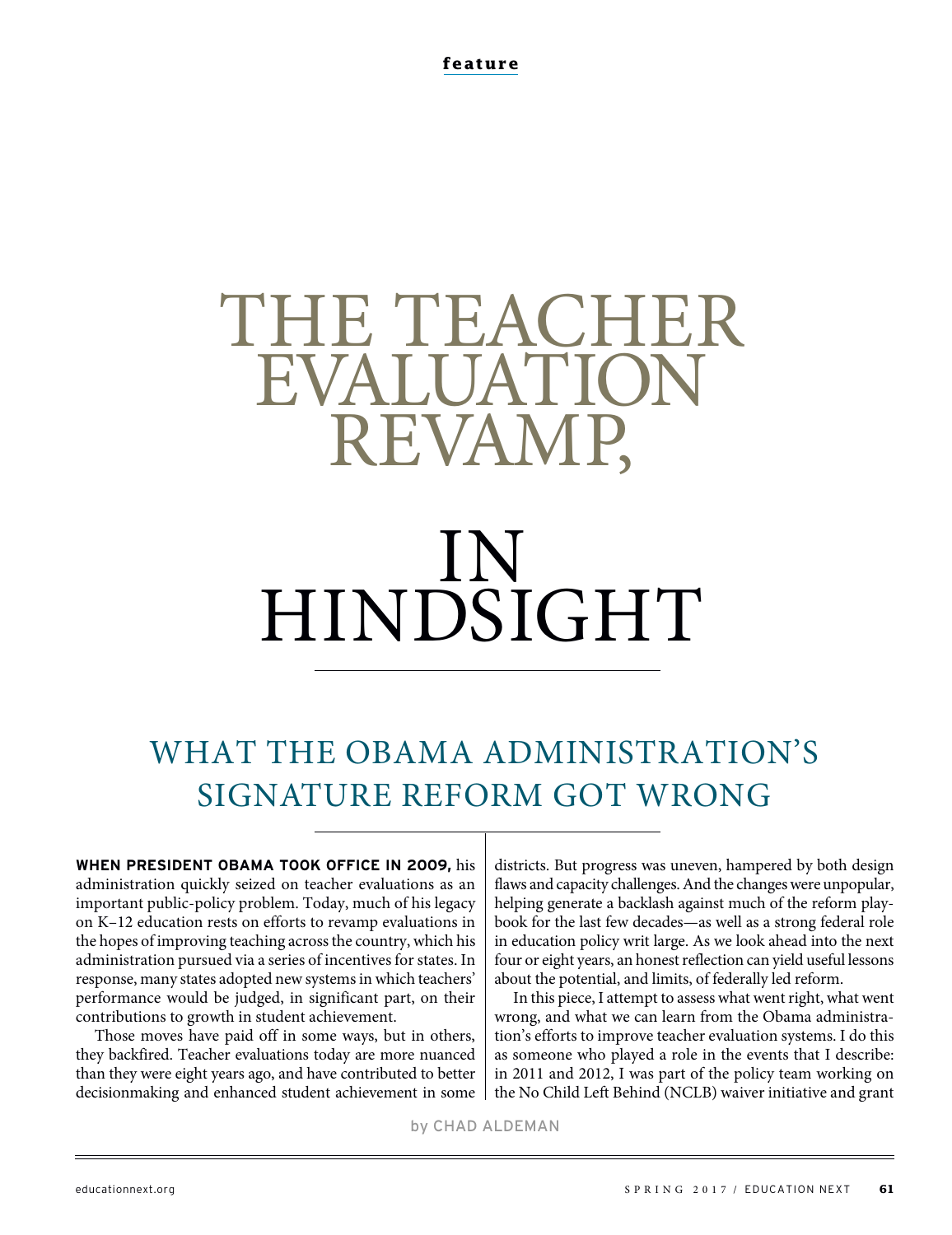feature

# THE TEACHER EVALUATION REVAMP, IN HINDSIGHT

## WHAT THE OBAMA ADMINISTRATION'S SIGNATURE REFORM GOT WRONG

**WHEN PRESIDENT OBAMA TOOK OFFICE IN 2009,** his administration quickly seized on teacher evaluations as an important public-policy problem. Today, much of his legacy on K–12 education rests on efforts to revamp evaluations in the hopes of improving teaching across the country, which his administration pursued via a series of incentives for states. In response, many states adopted new systems in which teachers' performance would be judged, in significant part, on their contributions to growth in student achievement.

Those moves have paid off in some ways, but in others, they backfired. Teacher evaluations today are more nuanced than they were eight years ago, and have contributed to better decisionmaking and enhanced student achievement in some districts. But progress was uneven, hampered by both design flaws and capacity challenges. And the changes were unpopular, helping generate a backlash against much of the reform playbook for the last few decades—as well as a strong federal role in education policy writ large. As we look ahead into the next four or eight years, an honest reflection can yield useful lessons about the potential, and limits, of federally led reform.

In this piece, I attempt to assess what went right, what went wrong, and what we can learn from the Obama administration's efforts to improve teacher evaluation systems. I do this as someone who played a role in the events that I describe: in 2011 and 2012, I was part of the policy team working on the No Child Left Behind (NCLB) waiver initiative and grant

by CHAD ALDEMAN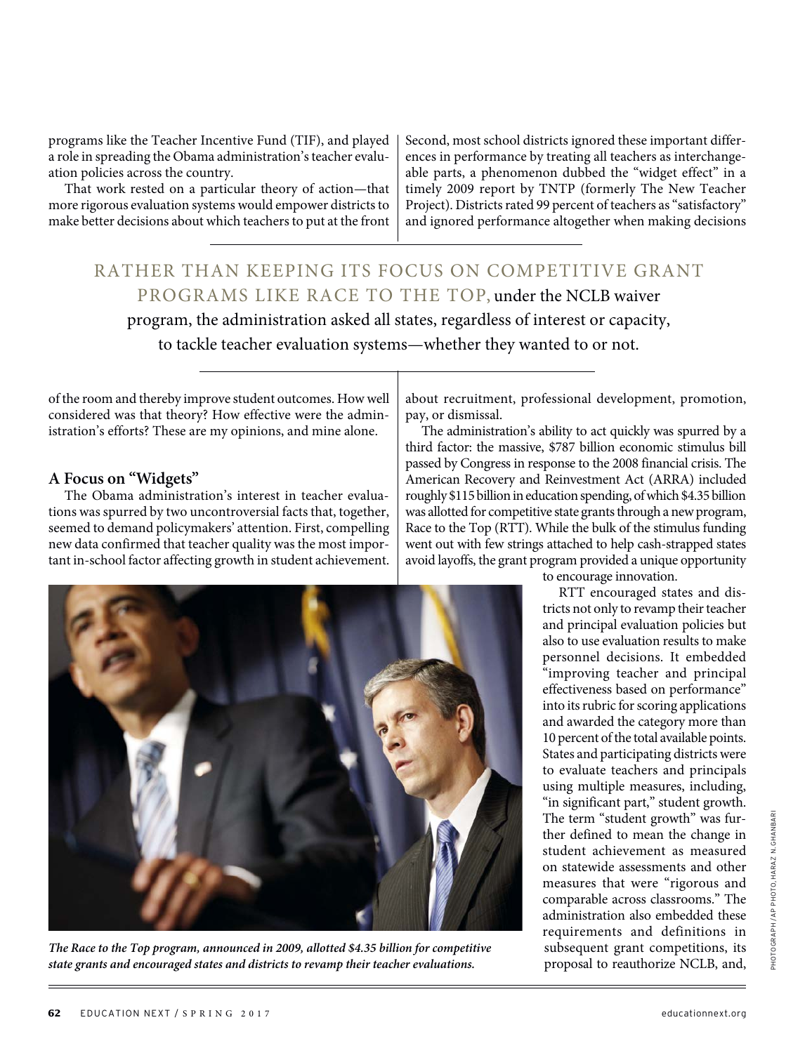programs like the Teacher Incentive Fund (TIF), and played a role in spreading the Obama administration's teacher evaluation policies across the country.

That work rested on a particular theory of action—that more rigorous evaluation systems would empower districts to make better decisions about which teachers to put at the front of the room and thereby improve student outcomes. How well considered was that theory? How effective were the administration's efforts? These are my opinions, and mine alone.

RATHER THAN KEEPING ITS FOCUS ON COMPETITIVE GRANT PROGRAMS LIKE RACE TO THE TOP, under the NCLB waiver program, the administration asked all states, regardless of interest or capacity, to tackle teacher evaluation systems—whether they wanted to or not.

### A Focus on "Widgets"

The Obama administration's interest in teacher evaluations was spurred by two uncontroversial facts that, together, seemed to demand policymakers' attention. First, compelling new data confirmed that teacher quality was the most important in-school factor affecting growth in student achievement. Second, most school districts ignored these important differences in performance by treating all teachers as interchangeable parts, a phenomenon dubbed the "widget effect" in a timely 2009 report by TNTP (formerly The New Teacher Project). Districts rated 99 percent of teachers as "satisfactory" and ignored performance altogether when making decisions about recruitment, professional development, promotion, pay, or dismissal.

The administration's ability to act quickly was spurred by a third factor: the massive, $787 billion economic stimulus bill passed by Congress in response to the 2008 financial crisis. The American Recovery and Reinvestment Act (ARRA) included roughly $115 billion in education spending, of which $4.35 billion was allotted for competitive state grants through a new program, Race to the Top (RTT). While the bulk of the stimulus funding went out with few strings attached to help cash-strapped states avoid layoffs, the grant program provided a unique opportunity to encourage innovation.

*The Race to the Top program, announced in 2009, allotted $4.35 billion for competitive state grants and encouraged states and districts to revamp their teacher evaluations.*

RTT encouraged states and districts not only to revamp their teacher and principal evaluation policies but also to use evaluation results to make personnel decisions. It embedded "improving teacher and principal effectiveness based on performance" into its rubric for scoring applications and awarded the category more than 10 percent of the total available points. States and participating districts were to evaluate teachers and principals using multiple measures, including, "in significant part," student growth. The term "student growth" was further defined to mean the change in student achievement as measured on statewide assessments and other measures that were "rigorous and comparable across classrooms." The administration also embedded these requirements and definitions in subsequent grant competitions, its proposal to reauthorize NCLB, and,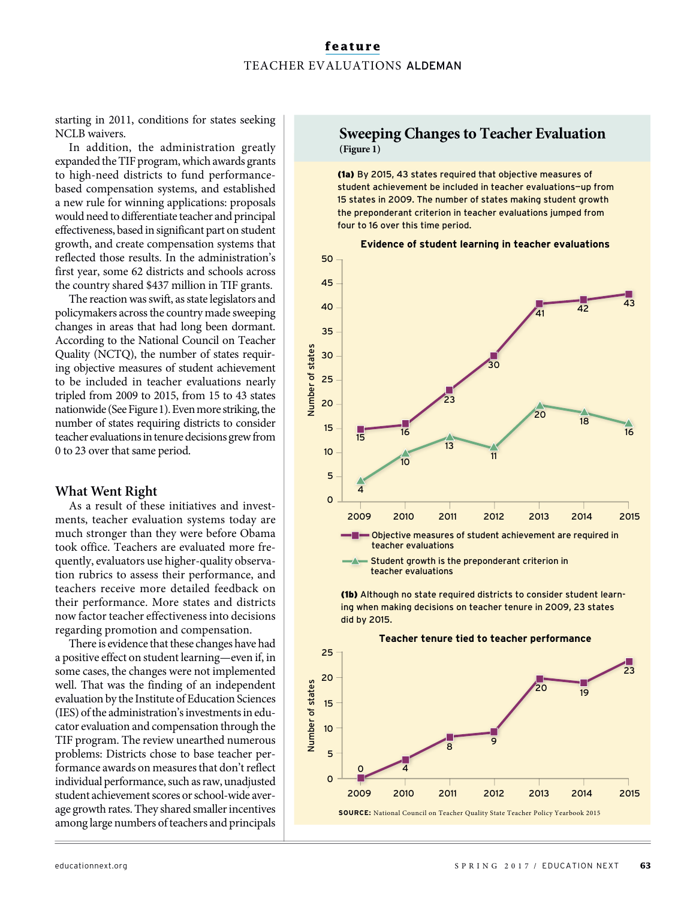starting in 2011, conditions for states seeking NCLB waivers.

In addition, the administration greatly expanded the TIF program, which awards grants to high-need districts to fund performance-based compensation systems, and established a new rule for winning applications: proposals would need to differentiate teacher and principal effectiveness, based in significant part on student growth, and create compensation systems that reflected those results. In the administration's first year, some 62 districts and schools across the country shared $437 million in TIF grants.

The reaction was swift, as state legislators and policymakers across the country made sweeping changes in areas that had long been dormant. According to the National Council on Teacher Quality (NCTQ), the number of states requiring objective measures of student achievement to be included in teacher evaluations nearly tripled from 2009 to 2015, from 15 to 43 states nationwide (See Figure 1). Even more striking, the number of states requiring districts to consider teacher evaluations in tenure decisions grew from 0 to 23 over that same period.

## What Went Right

As a result of these initiatives and investments, teacher evaluation systems today are much stronger than they were before Obama took office. Teachers are evaluated more frequently, evaluators use higher-quality observation rubrics to assess their performance, and teachers receive more detailed feedback on their performance. More states and districts now factor teacher effectiveness into decisions regarding promotion and compensation.

There is evidence that these changes have had a positive effect on student learning—even if, in some cases, the changes were not implemented well. That was the finding of an independent evaluation by the Institute of Education Sciences (IES) of the administration's investments in educator evaluation and compensation through the TIF program. The review unearthed numerous problems: Districts chose to base teacher performance awards on measures that don't reflect individual performance, such as raw, unadjusted student achievement scores or school-wide average growth rates. They shared smaller incentives among large numbers of teachers and principals

## Sweeping Changes to Teacher Evaluation
**(Figure 1)**

**(1a)** By 2015, 43 states required that objective measures of student achievement be included in teacher evaluations—up from 15 states in 2009. The number of states making student growth the preponderant criterion in teacher evaluations jumped from four to 16 over this time period.

**Evidence of student learning in teacher evaluations**

| Year | Objective measures of student achievement are required in teacher evaluations | Student growth is the preponderant criterion in teacher evaluations |
|---|---|---|
| 2009 | 15 | 4 |
| 2010 | 16 | 10 |
| 2011 | 23 | 13 |
| 2012 | 30 | 11 |
| 2013 | 41 | 20 |
| 2014 | 42 | 18 |
| 2015 | 43 | 16 |

**(1b)** Although no state required districts to consider student learning when making decisions on teacher tenure in 2009, 23 states did by 2015.

**Teacher tenure tied to teacher performance**

| Year | Number of states |
|---|---|
| 2009 | 0 |
| 2010 | 4 |
| 2011 | 8 |
| 2012 | 9 |
| 2013 | 20 |
| 2014 | 19 |
| 2015 | 23 |

**SOURCE:** National Council on Teacher Quality State Teacher Policy Yearbook 2015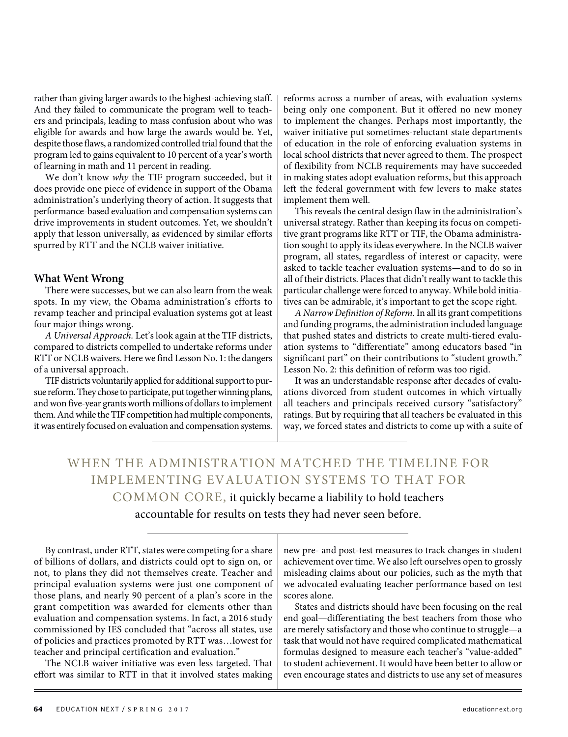rather than giving larger awards to the highest-achieving staff. And they failed to communicate the program well to teachers and principals, leading to mass confusion about who was eligible for awards and how large the awards would be. Yet, despite those flaws, a randomized controlled trial found that the program led to gains equivalent to 10 percent of a year's worth of learning in math and 11 percent in reading.

We don't know *why* the TIF program succeeded, but it does provide one piece of evidence in support of the Obama administration's underlying theory of action. It suggests that performance-based evaluation and compensation systems can drive improvements in student outcomes. Yet, we shouldn't apply that lesson universally, as evidenced by similar efforts spurred by RTT and the NCLB waiver initiative.

### What Went Wrong

There were successes, but we can also learn from the weak spots. In my view, the Obama administration's efforts to revamp teacher and principal evaluation systems got at least four major things wrong.

*A Universal Approach.* Let's look again at the TIF districts, compared to districts compelled to undertake reforms under RTT or NCLB waivers. Here we find Lesson No. 1: the dangers of a universal approach.

TIF districts voluntarily applied for additional support to pursue reform. They chose to participate, put together winning plans, and won five-year grants worth millions of dollars to implement them. And while the TIF competition had multiple components, it was entirely focused on evaluation and compensation systems.

By contrast, under RTT, states were competing for a share of billions of dollars, and districts could opt to sign on, or not, to plans they did not themselves create. Teacher and principal evaluation systems were just one component of those plans, and nearly 90 percent of a plan's score in the grant competition was awarded for elements other than evaluation and compensation systems. In fact, a 2016 study commissioned by IES concluded that "across all states, use of policies and practices promoted by RTT was…lowest for teacher and principal certification and evaluation."

The NCLB waiver initiative was even less targeted. That effort was similar to RTT in that it involved states making reforms across a number of areas, with evaluation systems being only one component. But it offered no new money to implement the changes. Perhaps most importantly, the waiver initiative put sometimes-reluctant state departments of education in the role of enforcing evaluation systems in local school districts that never agreed to them. The prospect of flexibility from NCLB requirements may have succeeded in making states adopt evaluation reforms, but this approach left the federal government with few levers to make states implement them well.

This reveals the central design flaw in the administration's universal strategy. Rather than keeping its focus on competitive grant programs like RTT or TIF, the Obama administration sought to apply its ideas everywhere. In the NCLB waiver program, all states, regardless of interest or capacity, were asked to tackle teacher evaluation systems—and to do so in all of their districts. Places that didn't really want to tackle this particular challenge were forced to anyway. While bold initiatives can be admirable, it's important to get the scope right.

*A Narrow Definition of Reform.* In all its grant competitions and funding programs, the administration included language that pushed states and districts to create multi-tiered evaluation systems to "differentiate" among educators based "in significant part" on their contributions to "student growth." Lesson No. 2: this definition of reform was too rigid.

It was an understandable response after decades of evaluations divorced from student outcomes in which virtually all teachers and principals received cursory "satisfactory" ratings. But by requiring that all teachers be evaluated in this way, we forced states and districts to come up with a suite of new pre- and post-test measures to track changes in student achievement over time. We also left ourselves open to grossly misleading claims about our policies, such as the myth that we advocated evaluating teacher performance based on test scores alone.

States and districts should have been focusing on the real end goal—differentiating the best teachers from those who are merely satisfactory and those who continue to struggle—a task that would not have required complicated mathematical formulas designed to measure each teacher's "value-added" to student achievement. It would have been better to allow or even encourage states and districts to use any set of measures

> WHEN THE ADMINISTRATION MATCHED THE TIMELINE FOR IMPLEMENTING EVALUATION SYSTEMS TO THAT FOR COMMON CORE, it quickly became a liability to hold teachers accountable for results on tests they had never seen before.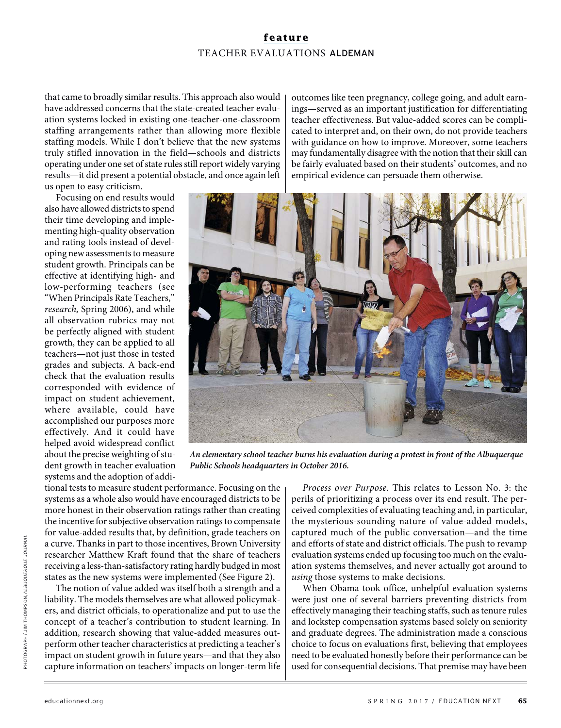that came to broadly similar results. This approach also would have addressed concerns that the state-created teacher evaluation systems locked in existing one-teacher-one-classroom staffing arrangements rather than allowing more flexible staffing models. While I don't believe that the new systems truly stifled innovation in the field—schools and districts operating under one set of state rules still report widely varying results—it did present a potential obstacle, and once again left us open to easy criticism.

Focusing on end results would also have allowed districts to spend their time developing and implementing high-quality observation and rating tools instead of developing new assessments to measure student growth. Principals can be effective at identifying high- and low-performing teachers (see "When Principals Rate Teachers," *research,* Spring 2006), and while all observation rubrics may not be perfectly aligned with student growth, they can be applied to all teachers—not just those in tested grades and subjects. A back-end check that the evaluation results corresponded with evidence of impact on student achievement, where available, could have accomplished our purposes more effectively. And it could have helped avoid widespread conflict about the precise weighting of student growth in teacher evaluation systems and the adoption of additional tests to measure student performance. Focusing on the systems as a whole also would have encouraged districts to be more honest in their observation ratings rather than creating the incentive for subjective observation ratings to compensate for value-added results that, by definition, grade teachers on a curve. Thanks in part to those incentives, Brown University researcher Matthew Kraft found that the share of teachers receiving a less-than-satisfactory rating hardly budged in most states as the new systems were implemented (See Figure 2).

The notion of value added was itself both a strength and a liability. The models themselves are what allowed policymakers, and district officials, to operationalize and put to use the concept of a teacher's contribution to student learning. In addition, research showing that value-added measures outperform other teacher characteristics at predicting a teacher's impact on student growth in future years—and that they also capture information on teachers' impacts on longer-term life outcomes like teen pregnancy, college going, and adult earnings—served as an important justification for differentiating teacher effectiveness. But value-added scores can be complicated to interpret and, on their own, do not provide teachers with guidance on how to improve. Moreover, some teachers may fundamentally disagree with the notion that their skill can be fairly evaluated based on their students' outcomes, and no empirical evidence can persuade them otherwise.

***An elementary school teacher burns his evaluation during a protest in front of the Albuquerque Public Schools headquarters in October 2016.***

PHOTOGRAPH / JIM THOMPSON, *ALBUQUERQUE JOURNAL*

*Process over Purpose.* This relates to Lesson No. 3: the perils of prioritizing a process over its end result. The perceived complexities of evaluating teaching and, in particular, the mysterious-sounding nature of value-added models, captured much of the public conversation—and the time and efforts of state and district officials. The push to revamp evaluation systems ended up focusing too much on the evaluation systems themselves, and never actually got around to *using* those systems to make decisions.

When Obama took office, unhelpful evaluation systems were just one of several barriers preventing districts from effectively managing their teaching staffs, such as tenure rules and lockstep compensation systems based solely on seniority and graduate degrees. The administration made a conscious choice to focus on evaluations first, believing that employees need to be evaluated honestly before their performance can be used for consequential decisions. That premise may have been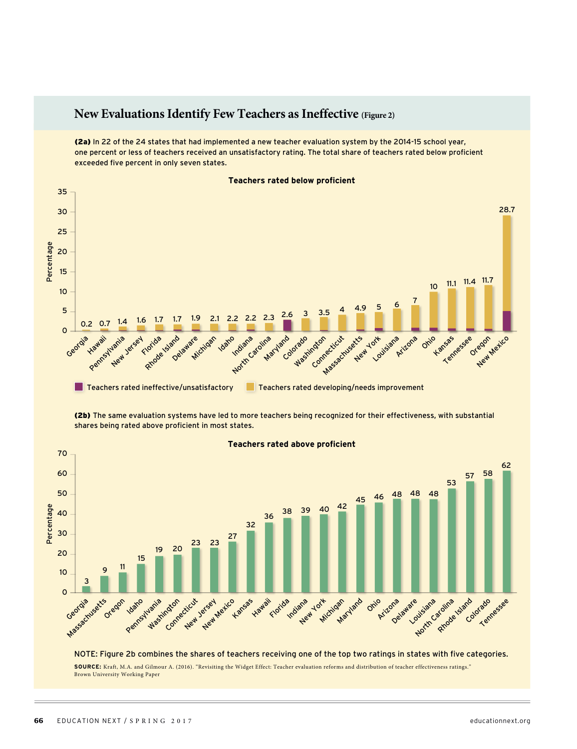## New Evaluations Identify Few Teachers as Ineffective (Figure 2)

**(2a)** In 22 of the 24 states that had implemented a new teacher evaluation system by the 2014-15 school year, one percent or less of teachers received an unsatisfactory rating. The total share of teachers rated below proficient exceeded five percent in only seven states.

**Teachers rated below proficient**

| State | Percentage |
|---|---|
| Georgia | 0.2 |
| Hawaii | 0.7 |
| Pennsylvania | 1.4 |
| New Jersey | 1.6 |
| Florida | 1.7 |
| Rhode Island | 1.7 |
| Delaware | 1.9 |
| Michigan | 2.1 |
| Idaho | 2.2 |
| Indiana | 2.2 |
| North Carolina | 2.3 |
| Maryland | 2.6 |
| Colorado | 3 |
| Washington | 3.5 |
| Connecticut | 4 |
| Massachusetts | 4.9 |
| New York | 5 |
| Louisiana | 6 |
| Arizona | 7 |
| Ohio | 10 |
| Kansas | 11.1 |
| Tennessee | 11.4 |
| Oregon | 11.7 |
| New Mexico | 28.7 |

Teachers rated ineffective/unsatisfactory; Teachers rated developing/needs improvement

**(2b)** The same evaluation systems have led to more teachers being recognized for their effectiveness, with substantial shares being rated above proficient in most states.

**Teachers rated above proficient**

| State | Percentage |
|---|---|
| Georgia | 3 |
| Massachusetts | 9 |
| Oregon | 11 |
| Idaho | 15 |
| Pennsylvania | 19 |
| Washington | 20 |
| Connecticut | 23 |
| New Jersey | 23 |
| New Mexico | 27 |
| Kansas | 32 |
| Hawaii | 36 |
| Florida | 38 |
| Indiana | 39 |
| New York | 40 |
| Michigan | 42 |
| Maryland | 45 |
| Ohio | 46 |
| Arizona | 48 |
| Delaware | 48 |
| Louisiana | 48 |
| North Carolina | 53 |
| Rhode Island | 57 |
| Colorado | 58 |
| Tennessee | 62 |

NOTE: Figure 2b combines the shares of teachers receiving one of the top two ratings in states with five categories.

**SOURCE:** Kraft, M.A. and Gilmour A. (2016). "Revisiting the Widget Effect: Teacher evaluation reforms and distribution of teacher effectiveness ratings." Brown University Working Paper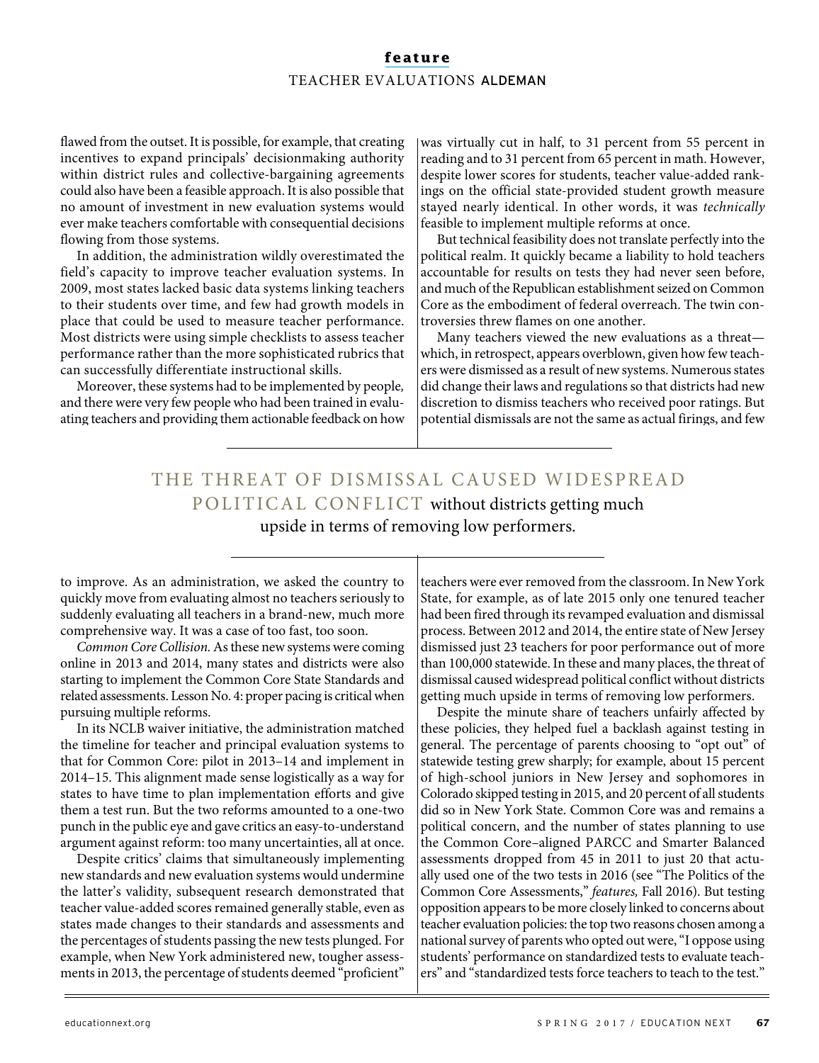flawed from the outset. It is possible, for example, that creating incentives to expand principals' decisionmaking authority within district rules and collective-bargaining agreements could also have been a feasible approach. It is also possible that no amount of investment in new evaluation systems would ever make teachers comfortable with consequential decisions flowing from those systems.

In addition, the administration wildly overestimated the field's capacity to improve teacher evaluation systems. In 2009, most states lacked basic data systems linking teachers to their students over time, and few had growth models in place that could be used to measure teacher performance. Most districts were using simple checklists to assess teacher performance rather than the more sophisticated rubrics that can successfully differentiate instructional skills.

Moreover, these systems had to be implemented by people, and there were very few people who had been trained in evaluating teachers and providing them actionable feedback on how to improve. As an administration, we asked the country to quickly move from evaluating almost no teachers seriously to suddenly evaluating all teachers in a brand-new, much more comprehensive way. It was a case of too fast, too soon.

*Common Core Collision.* As these new systems were coming online in 2013 and 2014, many states and districts were also starting to implement the Common Core State Standards and related assessments. Lesson No. 4: proper pacing is critical when pursuing multiple reforms.

In its NCLB waiver initiative, the administration matched the timeline for teacher and principal evaluation systems to that for Common Core: pilot in 2013–14 and implement in 2014–15. This alignment made sense logistically as a way for states to have time to plan implementation efforts and give them a test run. But the two reforms amounted to a one-two punch in the public eye and gave critics an easy-to-understand argument against reform: too many uncertainties, all at once.

Despite critics' claims that simultaneously implementing new standards and new evaluation systems would undermine the latter's validity, subsequent research demonstrated that teacher value-added scores remained generally stable, even as states made changes to their standards and assessments and the percentages of students passing the new tests plunged. For example, when New York administered new, tougher assessments in 2013, the percentage of students deemed "proficient" was virtually cut in half, to 31 percent from 55 percent in reading and to 31 percent from 65 percent in math. However, despite lower scores for students, teacher value-added rankings on the official state-provided student growth measure stayed nearly identical. In other words, it was *technically* feasible to implement multiple reforms at once.

But technical feasibility does not translate perfectly into the political realm. It quickly became a liability to hold teachers accountable for results on tests they had never seen before, and much of the Republican establishment seized on Common Core as the embodiment of federal overreach. The twin controversies threw flames on one another.

Many teachers viewed the new evaluations as a threat—which, in retrospect, appears overblown, given how few teachers were dismissed as a result of new systems. Numerous states did change their laws and regulations so that districts had new discretion to dismiss teachers who received poor ratings. But potential dismissals are not the same as actual firings, and few teachers were ever removed from the classroom. In New York State, for example, as of late 2015 only one tenured teacher had been fired through its revamped evaluation and dismissal process. Between 2012 and 2014, the entire state of New Jersey dismissed just 23 teachers for poor performance out of more than 100,000 statewide. In these and many places, the threat of dismissal caused widespread political conflict without districts getting much upside in terms of removing low performers.

> THE THREAT OF DISMISSAL CAUSED WIDESPREAD POLITICAL CONFLICT without districts getting much upside in terms of removing low performers.

Despite the minute share of teachers unfairly affected by these policies, they helped fuel a backlash against testing in general. The percentage of parents choosing to "opt out" of statewide testing grew sharply; for example, about 15 percent of high-school juniors in New Jersey and sophomores in Colorado skipped testing in 2015, and 20 percent of all students did so in New York State. Common Core was and remains a political concern, and the number of states planning to use the Common Core–aligned PARCC and Smarter Balanced assessments dropped from 45 in 2011 to just 20 that actually used one of the two tests in 2016 (see "The Politics of the Common Core Assessments," *features,* Fall 2016). But testing opposition appears to be more closely linked to concerns about teacher evaluation policies: the top two reasons chosen among a national survey of parents who opted out were, "I oppose using students' performance on standardized tests to evaluate teachers" and "standardized tests force teachers to teach to the test."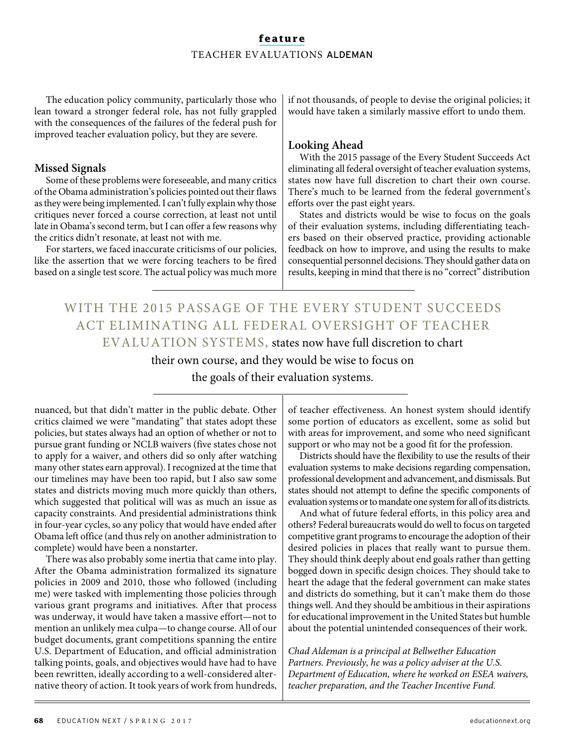The education policy community, particularly those who lean toward a stronger federal role, has not fully grappled with the consequences of the failures of the federal push for improved teacher evaluation policy, but they are severe.

### Missed Signals

Some of these problems were foreseeable, and many critics of the Obama administration's policies pointed out their flaws as they were being implemented. I can't fully explain why those critiques never forced a course correction, at least not until late in Obama's second term, but I can offer a few reasons why the critics didn't resonate, at least not with me.

For starters, we faced inaccurate criticisms of our policies, like the assertion that we were forcing teachers to be fired based on a single test score. The actual policy was much more nuanced, but that didn't matter in the public debate. Other critics claimed we were "mandating" that states adopt these policies, but states always had an option of whether or not to pursue grant funding or NCLB waivers (five states chose not to apply for a waiver, and others did so only after watching many other states earn approval). I recognized at the time that our timelines may have been too rapid, but I also saw some states and districts moving much more quickly than others, which suggested that political will was as much an issue as capacity constraints. And presidential administrations think in four-year cycles, so any policy that would have ended after Obama left office (and thus rely on another administration to complete) would have been a nonstarter.

There was also probably some inertia that came into play. After the Obama administration formalized its signature policies in 2009 and 2010, those who followed (including me) were tasked with implementing those policies through various grant programs and initiatives. After that process was underway, it would have taken a massive effort—not to mention an unlikely mea culpa—to change course. All of our budget documents, grant competitions spanning the entire U.S. Department of Education, and official administration talking points, goals, and objectives would have had to have been rewritten, ideally according to a well-considered alternative theory of action. It took years of work from hundreds, if not thousands, of people to devise the original policies; it would have taken a similarly massive effort to undo them.

### Looking Ahead

With the 2015 passage of the Every Student Succeeds Act eliminating all federal oversight of teacher evaluation systems, states now have full discretion to chart their own course. There's much to be learned from the federal government's efforts over the past eight years.

States and districts would be wise to focus on the goals of their evaluation systems, including differentiating teachers based on their observed practice, providing actionable feedback on how to improve, and using the results to make consequential personnel decisions. They should gather data on results, keeping in mind that there is no "correct" distribution of teacher effectiveness. An honest system should identify some portion of educators as excellent, some as solid but with areas for improvement, and some who need significant support or who may not be a good fit for the profession.

Districts should have the flexibility to use the results of their evaluation systems to make decisions regarding compensation, professional development and advancement, and dismissals. But states should not attempt to define the specific components of evaluation systems or to mandate one system for all of its districts.

And what of future federal efforts, in this policy area and others? Federal bureaucrats would do well to focus on targeted competitive grant programs to encourage the adoption of their desired policies in places that really want to pursue them. They should think deeply about end goals rather than getting bogged down in specific design choices. They should take to heart the adage that the federal government can make states and districts do something, but it can't make them do those things well. And they should be ambitious in their aspirations for educational improvement in the United States but humble about the potential unintended consequences of their work.

*Chad Aldeman is a principal at Bellwether Education Partners. Previously, he was a policy adviser at the U.S. Department of Education, where he worked on ESEA waivers, teacher preparation, and the Teacher Incentive Fund.*